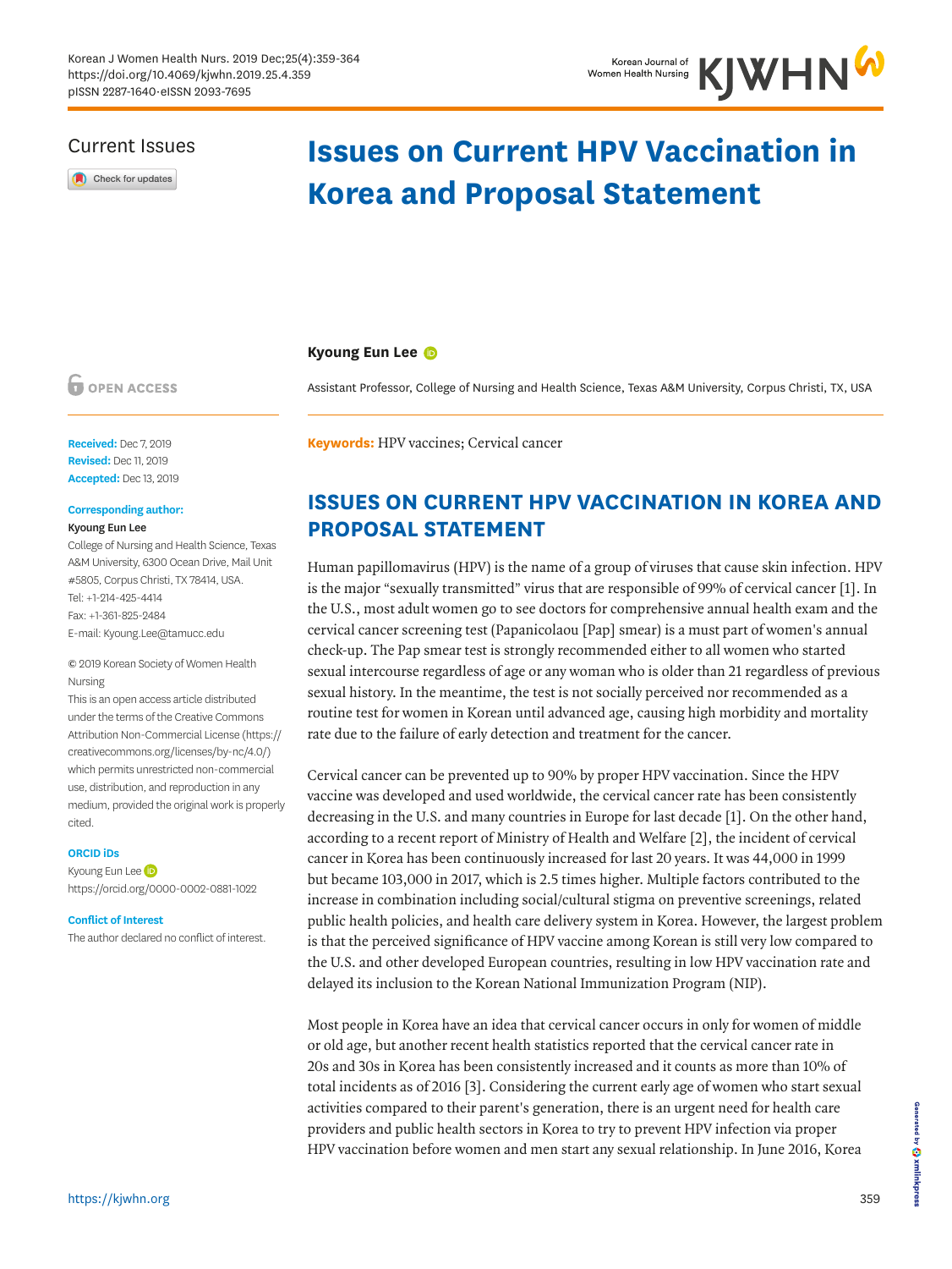Current Issues

# Issues on Current HPV Vaccination in Korea and Proposal Statement

**Kyoung Eun Lee**

Assistant Professor, College of Nursing and Health Science, Texas A&M University, Corpus Christi, TX, USA

OPEN ACCESS

**Received:** Dec 7, 2019
**Revised:** Dec 11, 2019
**Accepted:** Dec 13, 2019

**Corresponding author:**
Kyoung Eun Lee
College of Nursing and Health Science, Texas A&M University, 6300 Ocean Drive, Mail Unit #5805, Corpus Christi, TX 78414, USA.
Tel: +1-214-425-4414
Fax: +1-361-825-2484
E-mail: Kyoung.Lee@tamucc.edu

© 2019 Korean Society of Women Health Nursing
This is an open access article distributed under the terms of the Creative Commons Attribution Non-Commercial License (https://creativecommons.org/licenses/by-nc/4.0/) which permits unrestricted non-commercial use, distribution, and reproduction in any medium, provided the original work is properly cited.

**ORCID iDs**
Kyoung Eun Lee
https://orcid.org/0000-0002-0881-1022

**Conflict of Interest**
The author declared no conflict of interest.

**Keywords:** HPV vaccines; Cervical cancer

## ISSUES ON CURRENT HPV VACCINATION IN KOREA AND PROPOSAL STATEMENT

Human papillomavirus (HPV) is the name of a group of viruses that cause skin infection. HPV is the major "sexually transmitted" virus that are responsible of 99% of cervical cancer [1]. In the U.S., most adult women go to see doctors for comprehensive annual health exam and the cervical cancer screening test (Papanicolaou [Pap] smear) is a must part of women's annual check-up. The Pap smear test is strongly recommended either to all women who started sexual intercourse regardless of age or any woman who is older than 21 regardless of previous sexual history. In the meantime, the test is not socially perceived nor recommended as a routine test for women in Korean until advanced age, causing high morbidity and mortality rate due to the failure of early detection and treatment for the cancer.

Cervical cancer can be prevented up to 90% by proper HPV vaccination. Since the HPV vaccine was developed and used worldwide, the cervical cancer rate has been consistently decreasing in the U.S. and many countries in Europe for last decade [1]. On the other hand, according to a recent report of Ministry of Health and Welfare [2], the incident of cervical cancer in Korea has been continuously increased for last 20 years. It was 44,000 in 1999 but became 103,000 in 2017, which is 2.5 times higher. Multiple factors contributed to the increase in combination including social/cultural stigma on preventive screenings, related public health policies, and health care delivery system in Korea. However, the largest problem is that the perceived significance of HPV vaccine among Korean is still very low compared to the U.S. and other developed European countries, resulting in low HPV vaccination rate and delayed its inclusion to the Korean National Immunization Program (NIP).

Most people in Korea have an idea that cervical cancer occurs in only for women of middle or old age, but another recent health statistics reported that the cervical cancer rate in 20s and 30s in Korea has been consistently increased and it counts as more than 10% of total incidents as of 2016 [3]. Considering the current early age of women who start sexual activities compared to their parent's generation, there is an urgent need for health care providers and public health sectors in Korea to try to prevent HPV infection via proper HPV vaccination before women and men start any sexual relationship. In June 2016, Korea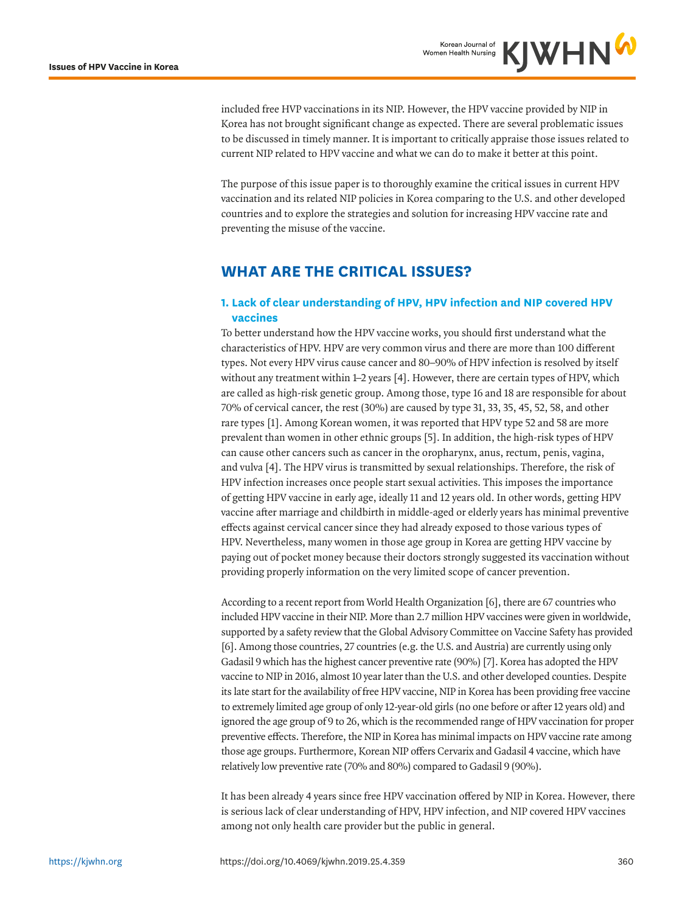included free HVP vaccinations in its NIP. However, the HPV vaccine provided by NIP in Korea has not brought significant change as expected. There are several problematic issues to be discussed in timely manner. It is important to critically appraise those issues related to current NIP related to HPV vaccine and what we can do to make it better at this point.

The purpose of this issue paper is to thoroughly examine the critical issues in current HPV vaccination and its related NIP policies in Korea comparing to the U.S. and other developed countries and to explore the strategies and solution for increasing HPV vaccine rate and preventing the misuse of the vaccine.

## WHAT ARE THE CRITICAL ISSUES?

### 1. Lack of clear understanding of HPV, HPV infection and NIP covered HPV vaccines

To better understand how the HPV vaccine works, you should first understand what the characteristics of HPV. HPV are very common virus and there are more than 100 different types. Not every HPV virus cause cancer and 80–90% of HPV infection is resolved by itself without any treatment within 1–2 years [4]. However, there are certain types of HPV, which are called as high-risk genetic group. Among those, type 16 and 18 are responsible for about 70% of cervical cancer, the rest (30%) are caused by type 31, 33, 35, 45, 52, 58, and other rare types [1]. Among Korean women, it was reported that HPV type 52 and 58 are more prevalent than women in other ethnic groups [5]. In addition, the high-risk types of HPV can cause other cancers such as cancer in the oropharynx, anus, rectum, penis, vagina, and vulva [4]. The HPV virus is transmitted by sexual relationships. Therefore, the risk of HPV infection increases once people start sexual activities. This imposes the importance of getting HPV vaccine in early age, ideally 11 and 12 years old. In other words, getting HPV vaccine after marriage and childbirth in middle-aged or elderly years has minimal preventive effects against cervical cancer since they had already exposed to those various types of HPV. Nevertheless, many women in those age group in Korea are getting HPV vaccine by paying out of pocket money because their doctors strongly suggested its vaccination without providing properly information on the very limited scope of cancer prevention.

According to a recent report from World Health Organization [6], there are 67 countries who included HPV vaccine in their NIP. More than 2.7 million HPV vaccines were given in worldwide, supported by a safety review that the Global Advisory Committee on Vaccine Safety has provided [6]. Among those countries, 27 countries (e.g. the U.S. and Austria) are currently using only Gadasil 9 which has the highest cancer preventive rate (90%) [7]. Korea has adopted the HPV vaccine to NIP in 2016, almost 10 year later than the U.S. and other developed counties. Despite its late start for the availability of free HPV vaccine, NIP in Korea has been providing free vaccine to extremely limited age group of only 12-year-old girls (no one before or after 12 years old) and ignored the age group of 9 to 26, which is the recommended range of HPV vaccination for proper preventive effects. Therefore, the NIP in Korea has minimal impacts on HPV vaccine rate among those age groups. Furthermore, Korean NIP offers Cervarix and Gadasil 4 vaccine, which have relatively low preventive rate (70% and 80%) compared to Gadasil 9 (90%).

It has been already 4 years since free HPV vaccination offered by NIP in Korea. However, there is serious lack of clear understanding of HPV, HPV infection, and NIP covered HPV vaccines among not only health care provider but the public in general.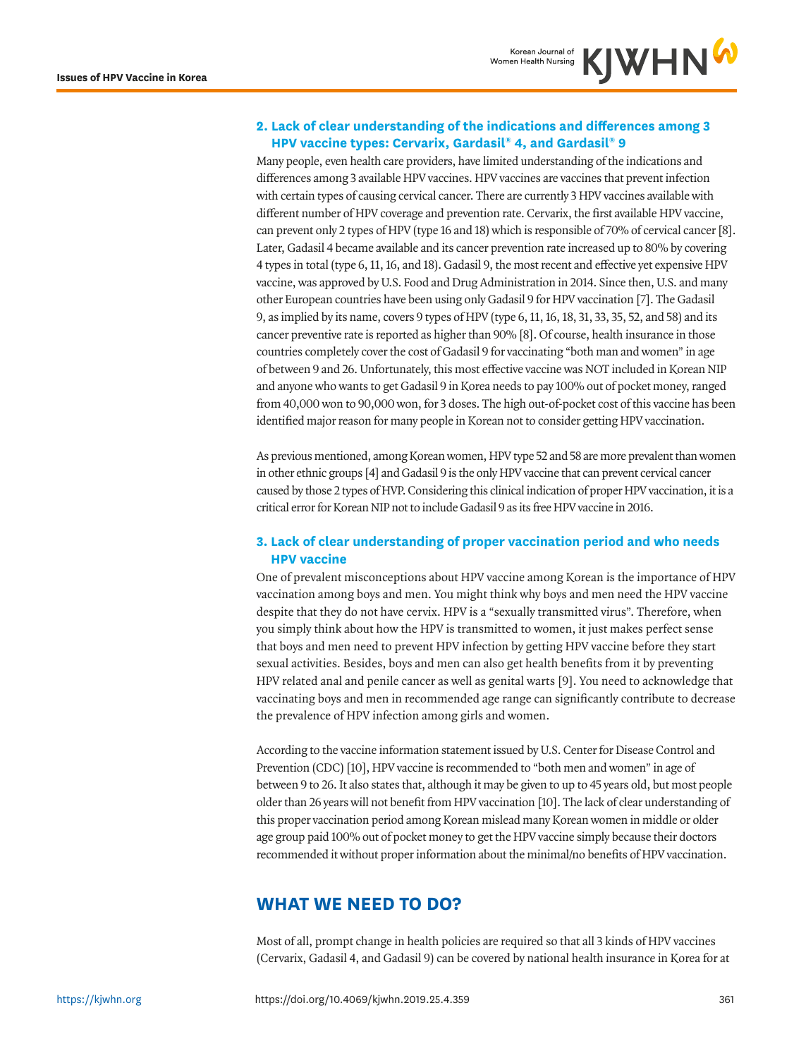### 2. Lack of clear understanding of the indications and differences among 3 HPV vaccine types: Cervarix, Gardasil® 4, and Gardasil® 9

Many people, even health care providers, have limited understanding of the indications and differences among 3 available HPV vaccines. HPV vaccines are vaccines that prevent infection with certain types of causing cervical cancer. There are currently 3 HPV vaccines available with different number of HPV coverage and prevention rate. Cervarix, the first available HPV vaccine, can prevent only 2 types of HPV (type 16 and 18) which is responsible of 70% of cervical cancer [8]. Later, Gadasil 4 became available and its cancer prevention rate increased up to 80% by covering 4 types in total (type 6, 11, 16, and 18). Gadasil 9, the most recent and effective yet expensive HPV vaccine, was approved by U.S. Food and Drug Administration in 2014. Since then, U.S. and many other European countries have been using only Gadasil 9 for HPV vaccination [7]. The Gadasil 9, as implied by its name, covers 9 types of HPV (type 6, 11, 16, 18, 31, 33, 35, 52, and 58) and its cancer preventive rate is reported as higher than 90% [8]. Of course, health insurance in those countries completely cover the cost of Gadasil 9 for vaccinating "both man and women" in age of between 9 and 26. Unfortunately, this most effective vaccine was NOT included in Korean NIP and anyone who wants to get Gadasil 9 in Korea needs to pay 100% out of pocket money, ranged from 40,000 won to 90,000 won, for 3 doses. The high out-of-pocket cost of this vaccine has been identified major reason for many people in Korean not to consider getting HPV vaccination.

As previous mentioned, among Korean women, HPV type 52 and 58 are more prevalent than women in other ethnic groups [4] and Gadasil 9 is the only HPV vaccine that can prevent cervical cancer caused by those 2 types of HVP. Considering this clinical indication of proper HPV vaccination, it is a critical error for Korean NIP not to include Gadasil 9 as its free HPV vaccine in 2016.

### 3. Lack of clear understanding of proper vaccination period and who needs HPV vaccine

One of prevalent misconceptions about HPV vaccine among Korean is the importance of HPV vaccination among boys and men. You might think why boys and men need the HPV vaccine despite that they do not have cervix. HPV is a "sexually transmitted virus". Therefore, when you simply think about how the HPV is transmitted to women, it just makes perfect sense that boys and men need to prevent HPV infection by getting HPV vaccine before they start sexual activities. Besides, boys and men can also get health benefits from it by preventing HPV related anal and penile cancer as well as genital warts [9]. You need to acknowledge that vaccinating boys and men in recommended age range can significantly contribute to decrease the prevalence of HPV infection among girls and women.

According to the vaccine information statement issued by U.S. Center for Disease Control and Prevention (CDC) [10], HPV vaccine is recommended to "both men and women" in age of between 9 to 26. It also states that, although it may be given to up to 45 years old, but most people older than 26 years will not benefit from HPV vaccination [10]. The lack of clear understanding of this proper vaccination period among Korean mislead many Korean women in middle or older age group paid 100% out of pocket money to get the HPV vaccine simply because their doctors recommended it without proper information about the minimal/no benefits of HPV vaccination.

## WHAT WE NEED TO DO?

Most of all, prompt change in health policies are required so that all 3 kinds of HPV vaccines (Cervarix, Gadasil 4, and Gadasil 9) can be covered by national health insurance in Korea for at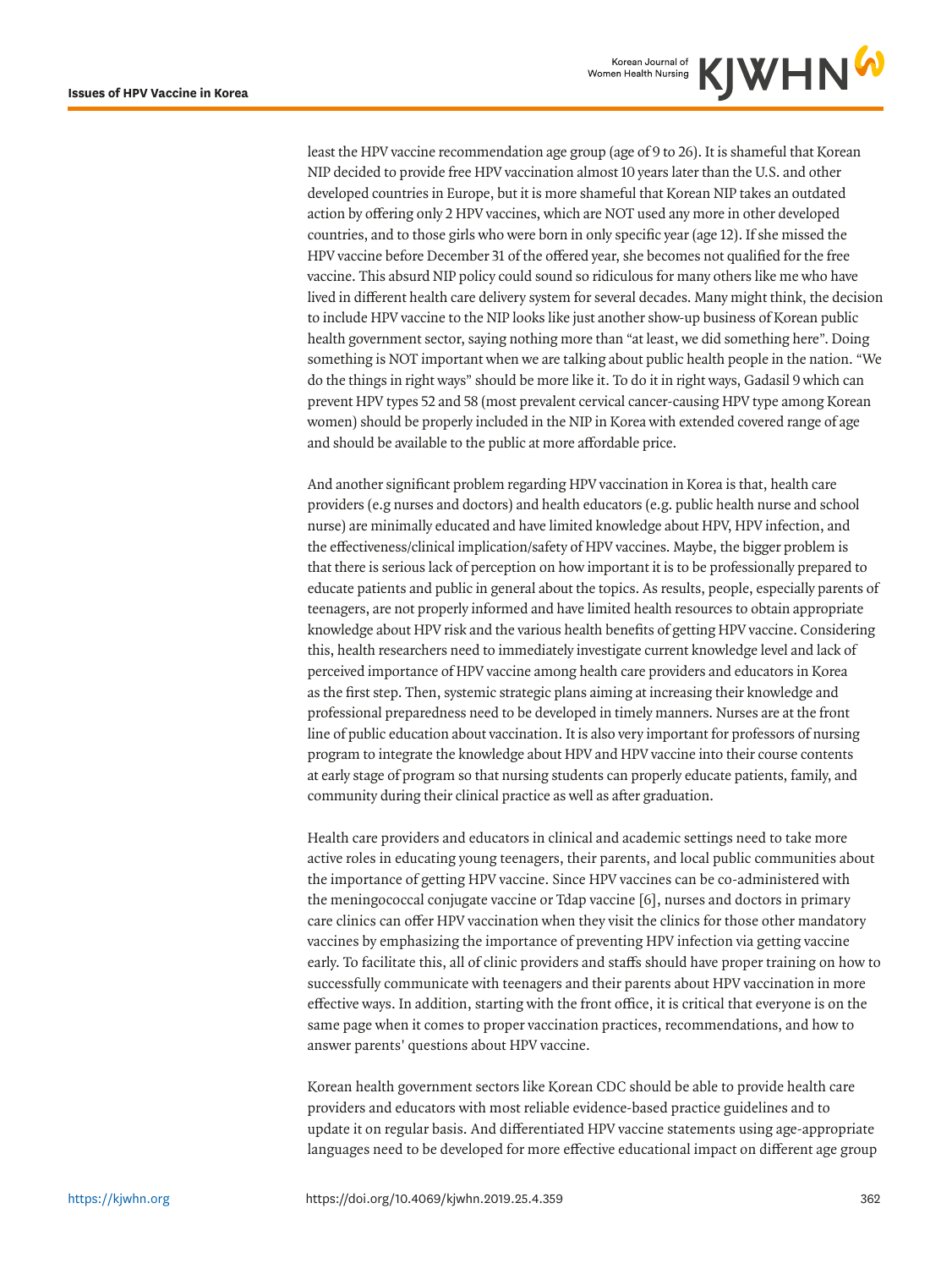least the HPV vaccine recommendation age group (age of 9 to 26). It is shameful that Korean NIP decided to provide free HPV vaccination almost 10 years later than the U.S. and other developed countries in Europe, but it is more shameful that Korean NIP takes an outdated action by offering only 2 HPV vaccines, which are NOT used any more in other developed countries, and to those girls who were born in only specific year (age 12). If she missed the HPV vaccine before December 31 of the offered year, she becomes not qualified for the free vaccine. This absurd NIP policy could sound so ridiculous for many others like me who have lived in different health care delivery system for several decades. Many might think, the decision to include HPV vaccine to the NIP looks like just another show-up business of Korean public health government sector, saying nothing more than "at least, we did something here". Doing something is NOT important when we are talking about public health people in the nation. "We do the things in right ways" should be more like it. To do it in right ways, Gadasil 9 which can prevent HPV types 52 and 58 (most prevalent cervical cancer-causing HPV type among Korean women) should be properly included in the NIP in Korea with extended covered range of age and should be available to the public at more affordable price.

And another significant problem regarding HPV vaccination in Korea is that, health care providers (e.g nurses and doctors) and health educators (e.g. public health nurse and school nurse) are minimally educated and have limited knowledge about HPV, HPV infection, and the effectiveness/clinical implication/safety of HPV vaccines. Maybe, the bigger problem is that there is serious lack of perception on how important it is to be professionally prepared to educate patients and public in general about the topics. As results, people, especially parents of teenagers, are not properly informed and have limited health resources to obtain appropriate knowledge about HPV risk and the various health benefits of getting HPV vaccine. Considering this, health researchers need to immediately investigate current knowledge level and lack of perceived importance of HPV vaccine among health care providers and educators in Korea as the first step. Then, systemic strategic plans aiming at increasing their knowledge and professional preparedness need to be developed in timely manners. Nurses are at the front line of public education about vaccination. It is also very important for professors of nursing program to integrate the knowledge about HPV and HPV vaccine into their course contents at early stage of program so that nursing students can properly educate patients, family, and community during their clinical practice as well as after graduation.

Health care providers and educators in clinical and academic settings need to take more active roles in educating young teenagers, their parents, and local public communities about the importance of getting HPV vaccine. Since HPV vaccines can be co-administered with the meningococcal conjugate vaccine or Tdap vaccine [6], nurses and doctors in primary care clinics can offer HPV vaccination when they visit the clinics for those other mandatory vaccines by emphasizing the importance of preventing HPV infection via getting vaccine early. To facilitate this, all of clinic providers and staffs should have proper training on how to successfully communicate with teenagers and their parents about HPV vaccination in more effective ways. In addition, starting with the front office, it is critical that everyone is on the same page when it comes to proper vaccination practices, recommendations, and how to answer parents' questions about HPV vaccine.

Korean health government sectors like Korean CDC should be able to provide health care providers and educators with most reliable evidence-based practice guidelines and to update it on regular basis. And differentiated HPV vaccine statements using age-appropriate languages need to be developed for more effective educational impact on different age group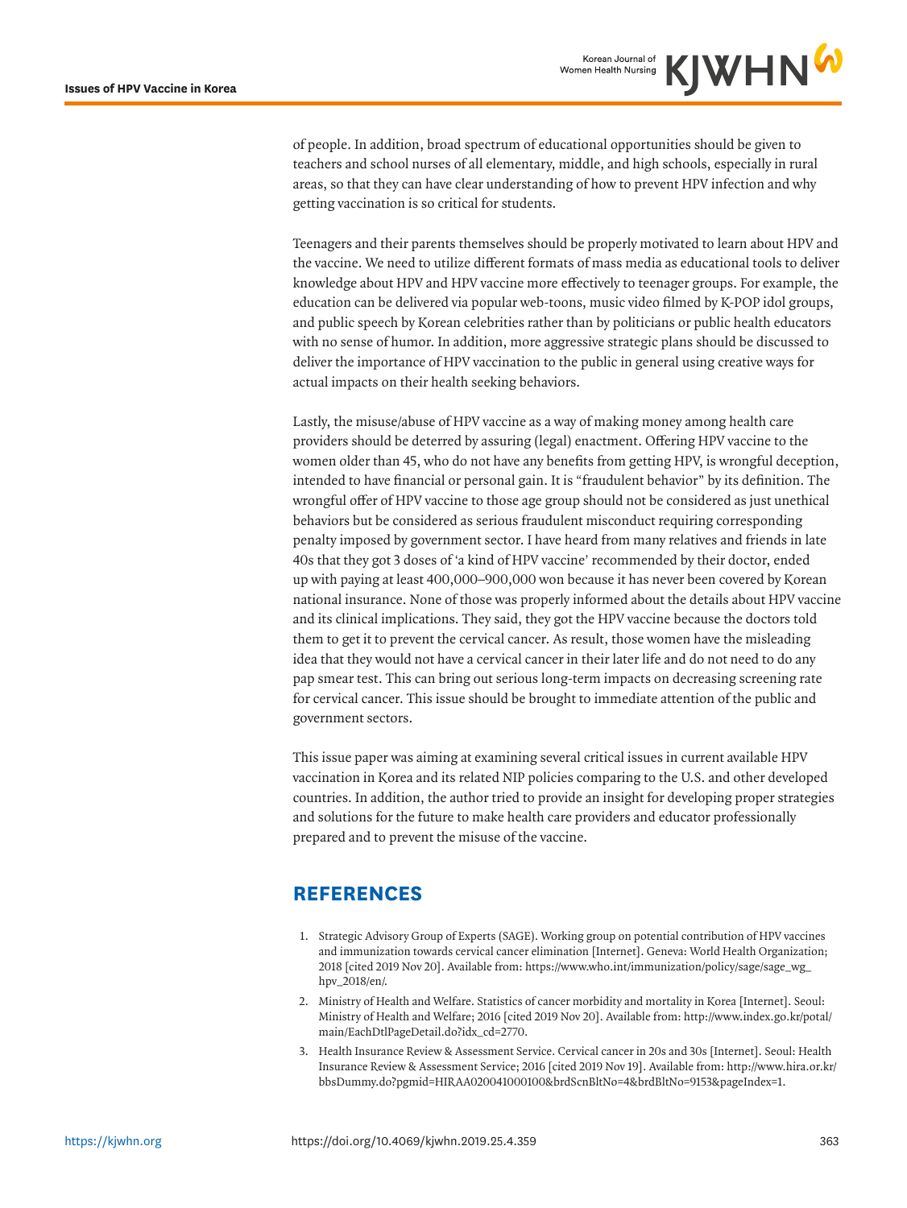of people. In addition, broad spectrum of educational opportunities should be given to teachers and school nurses of all elementary, middle, and high schools, especially in rural areas, so that they can have clear understanding of how to prevent HPV infection and why getting vaccination is so critical for students.

Teenagers and their parents themselves should be properly motivated to learn about HPV and the vaccine. We need to utilize different formats of mass media as educational tools to deliver knowledge about HPV and HPV vaccine more effectively to teenager groups. For example, the education can be delivered via popular web-toons, music video filmed by K-POP idol groups, and public speech by Korean celebrities rather than by politicians or public health educators with no sense of humor. In addition, more aggressive strategic plans should be discussed to deliver the importance of HPV vaccination to the public in general using creative ways for actual impacts on their health seeking behaviors.

Lastly, the misuse/abuse of HPV vaccine as a way of making money among health care providers should be deterred by assuring (legal) enactment. Offering HPV vaccine to the women older than 45, who do not have any benefits from getting HPV, is wrongful deception, intended to have financial or personal gain. It is "fraudulent behavior" by its definition. The wrongful offer of HPV vaccine to those age group should not be considered as just unethical behaviors but be considered as serious fraudulent misconduct requiring corresponding penalty imposed by government sector. I have heard from many relatives and friends in late 40s that they got 3 doses of 'a kind of HPV vaccine' recommended by their doctor, ended up with paying at least 400,000–900,000 won because it has never been covered by Korean national insurance. None of those was properly informed about the details about HPV vaccine and its clinical implications. They said, they got the HPV vaccine because the doctors told them to get it to prevent the cervical cancer. As result, those women have the misleading idea that they would not have a cervical cancer in their later life and do not need to do any pap smear test. This can bring out serious long-term impacts on decreasing screening rate for cervical cancer. This issue should be brought to immediate attention of the public and government sectors.

This issue paper was aiming at examining several critical issues in current available HPV vaccination in Korea and its related NIP policies comparing to the U.S. and other developed countries. In addition, the author tried to provide an insight for developing proper strategies and solutions for the future to make health care providers and educator professionally prepared and to prevent the misuse of the vaccine.

## REFERENCES

1. Strategic Advisory Group of Experts (SAGE). Working group on potential contribution of HPV vaccines and immunization towards cervical cancer elimination [Internet]. Geneva: World Health Organization; 2018 [cited 2019 Nov 20]. Available from: https://www.who.int/immunization/policy/sage/sage_wg_hpv_2018/en/.
2. Ministry of Health and Welfare. Statistics of cancer morbidity and mortality in Korea [Internet]. Seoul: Ministry of Health and Welfare; 2016 [cited 2019 Nov 20]. Available from: http://www.index.go.kr/potal/main/EachDtlPageDetail.do?idx_cd=2770.
3. Health Insurance Review & Assessment Service. Cervical cancer in 20s and 30s [Internet]. Seoul: Health Insurance Review & Assessment Service; 2016 [cited 2019 Nov 19]. Available from: http://www.hira.or.kr/bbsDummy.do?pgmid=HIRAA020041000100&brdScnBltNo=4&brdBltNo=9153&pageIndex=1.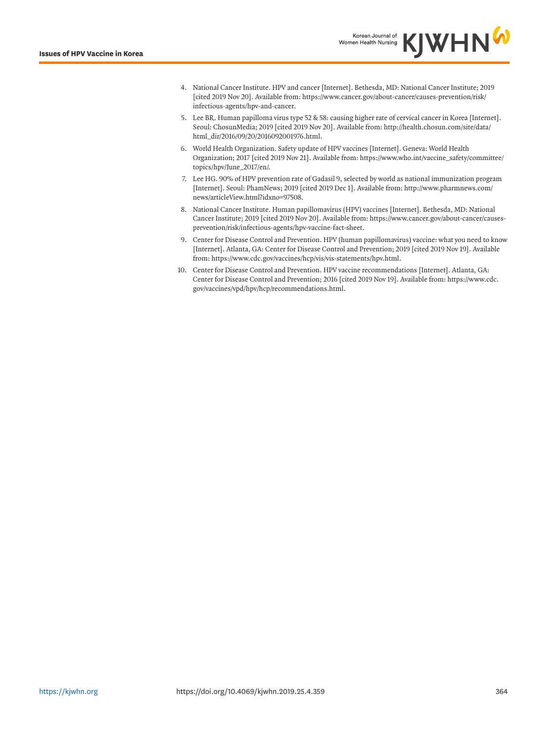4. National Cancer Institute. HPV and cancer [Internet]. Bethesda, MD: National Cancer Institute; 2019 [cited 2019 Nov 20]. Available from: https://www.cancer.gov/about-cancer/causes-prevention/risk/infectious-agents/hpv-and-cancer.
5. Lee BR. Human papilloma virus type 52 & 58: causing higher rate of cervical cancer in Korea [Internet]. Seoul: ChosunMedia; 2019 [cited 2019 Nov 20]. Available from: http://health.chosun.com/site/data/html_dir/2016/09/20/2016092001976.html.
6. World Health Organization. Safety update of HPV vaccines [Internet]. Geneva: World Health Organization; 2017 [cited 2019 Nov 21]. Available from: https://www.who.int/vaccine_safety/committee/topics/hpv/June_2017/en/.
7. Lee HG. 90% of HPV prevention rate of Gadasil 9, selected by world as national immunization program [Internet]. Seoul: PhamNews; 2019 [cited 2019 Dec 1]. Available from: http://www.pharmnews.com/news/articleView.html?idxno=97508.
8. National Cancer Institute. Human papillomavirus (HPV) vaccines [Internet]. Bethesda, MD: National Cancer Institute; 2019 [cited 2019 Nov 20]. Available from: https://www.cancer.gov/about-cancer/causes-prevention/risk/infectious-agents/hpv-vaccine-fact-sheet.
9. Center for Disease Control and Prevention. HPV (human papillomavirus) vaccine: what you need to know [Internet]. Atlanta, GA: Center for Disease Control and Prevention; 2019 [cited 2019 Nov 19]. Available from: https://www.cdc.gov/vaccines/hcp/vis/vis-statements/hpv.html.
10. Center for Disease Control and Prevention. HPV vaccine recommendations [Internet]. Atlanta, GA: Center for Disease Control and Prevention; 2016 [cited 2019 Nov 19]. Available from: https://www.cdc.gov/vaccines/vpd/hpv/hcp/recommendations.html.